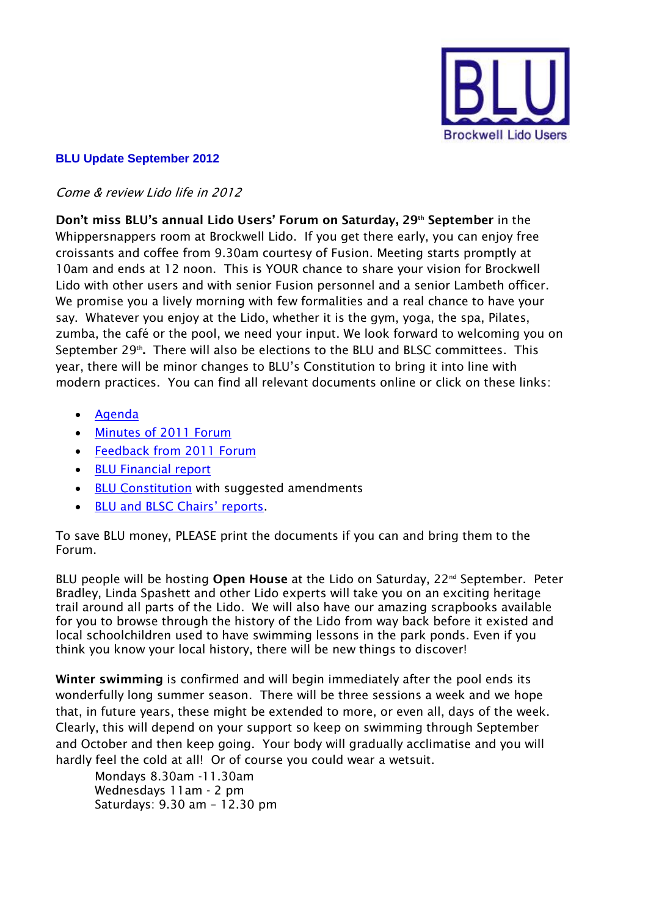BLU

Brockwell Lido Users

## BLU Update September 2012

*Come & review Lido life in 2012*

**Don't miss BLU's annual Lido Users' Forum on Saturday, 29th September** in the Whippersnappers room at Brockwell Lido. If you get there early, you can enjoy free croissants and coffee from 9.30am courtesy of Fusion. Meeting starts promptly at 10am and ends at 12 noon. This is YOUR chance to share your vision for Brockwell Lido with other users and with senior Fusion personnel and a senior Lambeth officer. We promise you a lively morning with few formalities and a real chance to have your say. Whatever you enjoy at the Lido, whether it is the gym, yoga, the spa, Pilates, zumba, the café or the pool, we need your input. We look forward to welcoming you on September 29th**.** There will also be elections to the BLU and BLSC committees. This year, there will be minor changes to BLU's Constitution to bring it into line with modern practices. You can find all relevant documents online or click on these links:

- Agenda
- Minutes of 2011 Forum
- Feedback from 2011 Forum
- BLU Financial report
- BLU Constitution with suggested amendments
- BLU and BLSC Chairs' reports.

To save BLU money, PLEASE print the documents if you can and bring them to the Forum.

BLU people will be hosting **Open House** at the Lido on Saturday, 22nd September. Peter Bradley, Linda Spashett and other Lido experts will take you on an exciting heritage trail around all parts of the Lido. We will also have our amazing scrapbooks available for you to browse through the history of the Lido from way back before it existed and local schoolchildren used to have swimming lessons in the park ponds. Even if you think you know your local history, there will be new things to discover!

**Winter swimming** is confirmed and will begin immediately after the pool ends its wonderfully long summer season. There will be three sessions a week and we hope that, in future years, these might be extended to more, or even all, days of the week. Clearly, this will depend on your support so keep on swimming through September and October and then keep going. Your body will gradually acclimatise and you will hardly feel the cold at all! Or of course you could wear a wetsuit.

Mondays 8.30am -11.30am
Wednesdays 11am - 2 pm
Saturdays: 9.30 am – 12.30 pm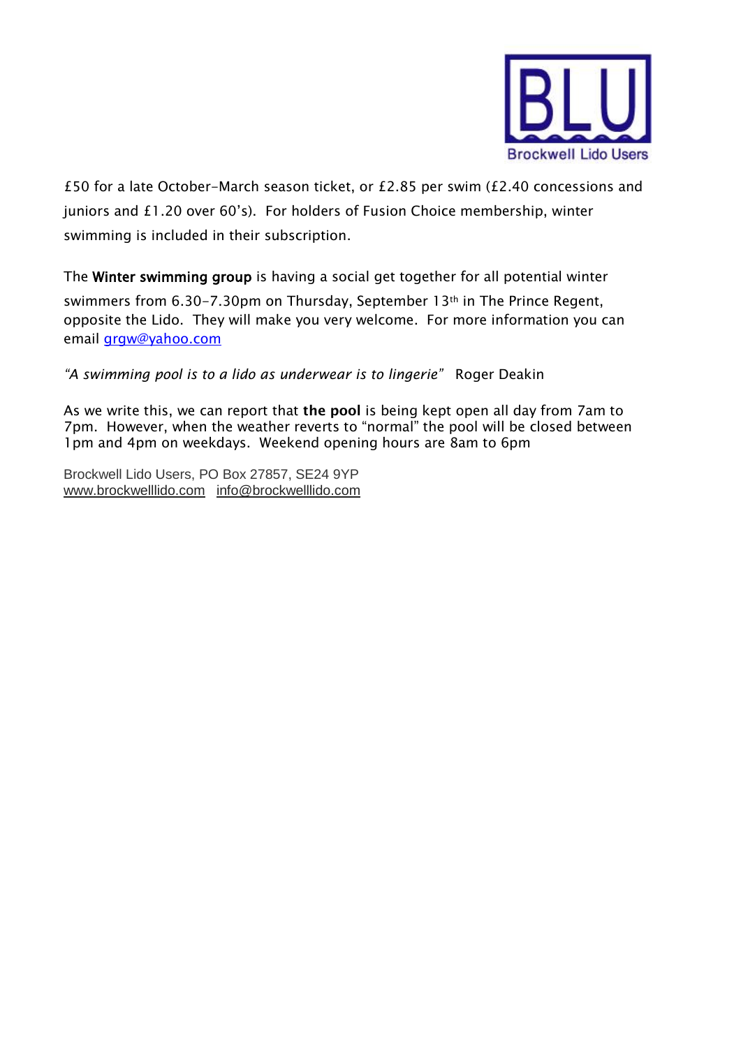BLU

Brockwell Lido Users

£50 for a late October-March season ticket, or £2.85 per swim (£2.40 concessions and juniors and £1.20 over 60's). For holders of Fusion Choice membership, winter swimming is included in their subscription.

The **Winter swimming group** is having a social get together for all potential winter swimmers from 6.30-7.30pm on Thursday, September 13th in The Prince Regent, opposite the Lido. They will make you very welcome. For more information you can email grgw@yahoo.com

*"A swimming pool is to a lido as underwear is to lingerie"* Roger Deakin

As we write this, we can report that **the pool** is being kept open all day from 7am to 7pm. However, when the weather reverts to "normal" the pool will be closed between 1pm and 4pm on weekdays. Weekend opening hours are 8am to 6pm

Brockwell Lido Users, PO Box 27857, SE24 9YP
www.brockwelllido.com info@brockwelllido.com